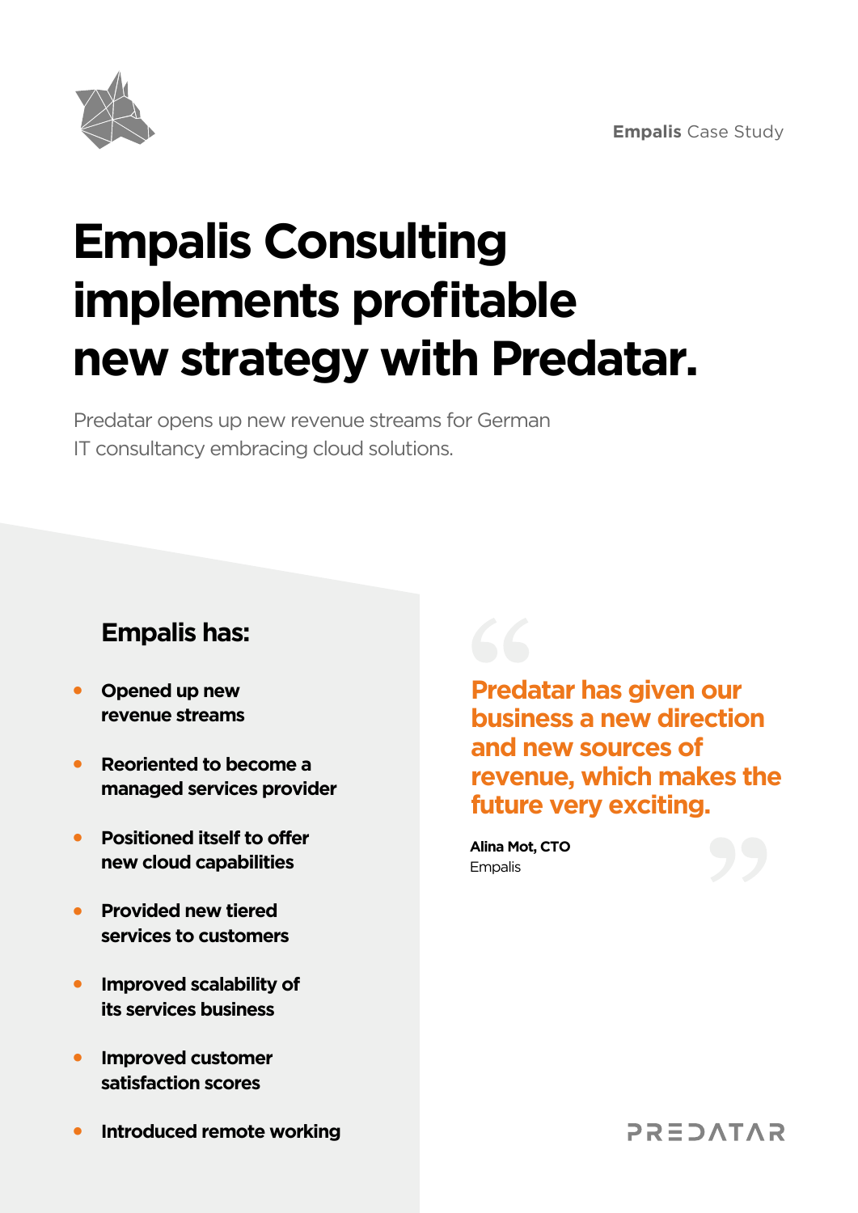**Empalis** Case Study

# Empalis Consulting implements profitable new strategy with Predatar.

Predatar opens up new revenue streams for German IT consultancy embracing cloud solutions.

## Empalis has:

- **Opened up new revenue streams**
- **Reoriented to become a managed services provider**
- **Positioned itself to offer new cloud capabilities**
- **Provided new tiered services to customers**
- **Improved scalability of its services business**
- **Improved customer satisfaction scores**
- **Introduced remote working**

> **Predatar has given our business a new direction and new sources of revenue, which makes the future very exciting.**
>
> **Alina Mot, CTO**
> Empalis

PREDATAR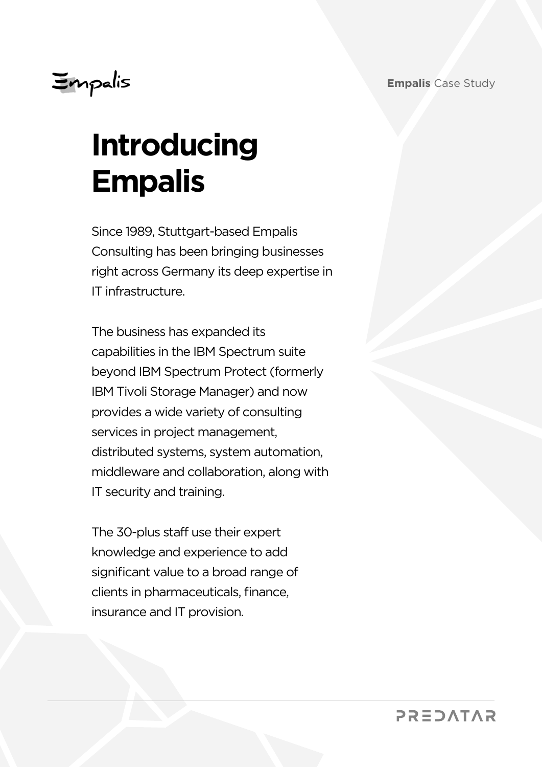# Introducing Empalis

Since 1989, Stuttgart-based Empalis Consulting has been bringing businesses right across Germany its deep expertise in IT infrastructure.

The business has expanded its capabilities in the IBM Spectrum suite beyond IBM Spectrum Protect (formerly IBM Tivoli Storage Manager) and now provides a wide variety of consulting services in project management, distributed systems, system automation, middleware and collaboration, along with IT security and training.

The 30-plus staff use their expert knowledge and experience to add significant value to a broad range of clients in pharmaceuticals, finance, insurance and IT provision.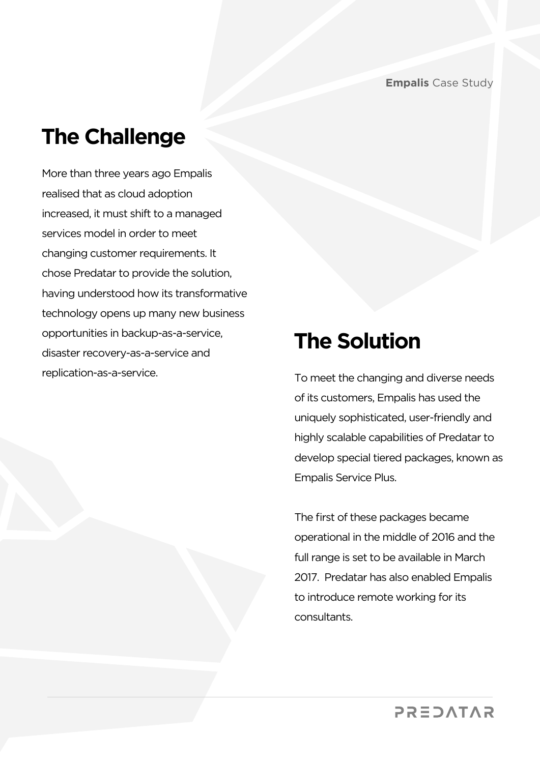## The Challenge

More than three years ago Empalis realised that as cloud adoption increased, it must shift to a managed services model in order to meet changing customer requirements. It chose Predatar to provide the solution, having understood how its transformative technology opens up many new business opportunities in backup-as-a-service, disaster recovery-as-a-service and replication-as-a-service.

## The Solution

To meet the changing and diverse needs of its customers, Empalis has used the uniquely sophisticated, user-friendly and highly scalable capabilities of Predatar to develop special tiered packages, known as Empalis Service Plus.

The first of these packages became operational in the middle of 2016 and the full range is set to be available in March 2017. Predatar has also enabled Empalis to introduce remote working for its consultants.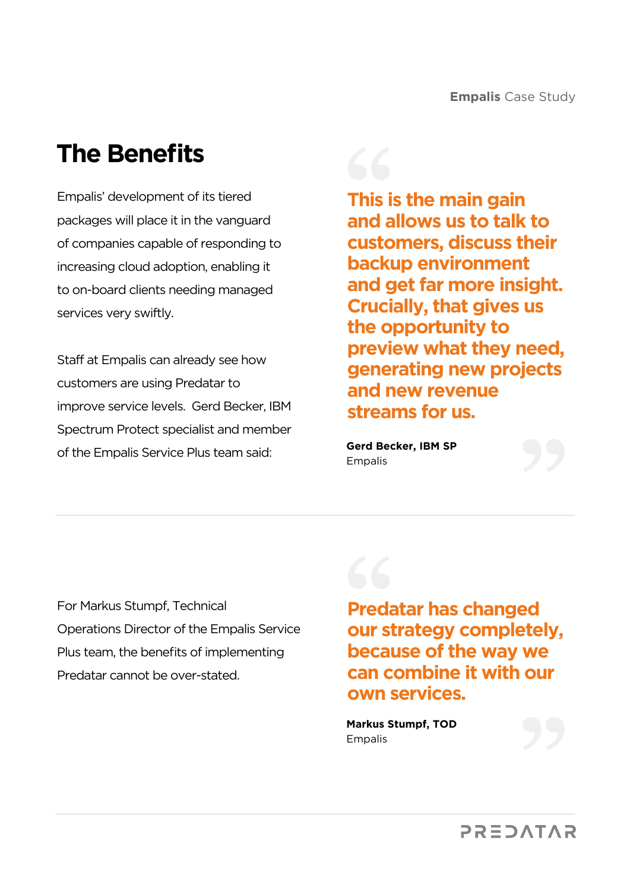## The Benefits

Empalis' development of its tiered packages will place it in the vanguard of companies capable of responding to increasing cloud adoption, enabling it to on-board clients needing managed services very swiftly.

Staff at Empalis can already see how customers are using Predatar to improve service levels. Gerd Becker, IBM Spectrum Protect specialist and member of the Empalis Service Plus team said:

> **This is the main gain and allows us to talk to customers, discuss their backup environment and get far more insight. Crucially, that gives us the opportunity to preview what they need, generating new projects and new revenue streams for us.**
>
> **Gerd Becker, IBM SP**
> Empalis

---

For Markus Stumpf, Technical Operations Director of the Empalis Service Plus team, the benefits of implementing Predatar cannot be over-stated.

> **Predatar has changed our strategy completely, because of the way we can combine it with our own services.**
>
> **Markus Stumpf, TOD**
> Empalis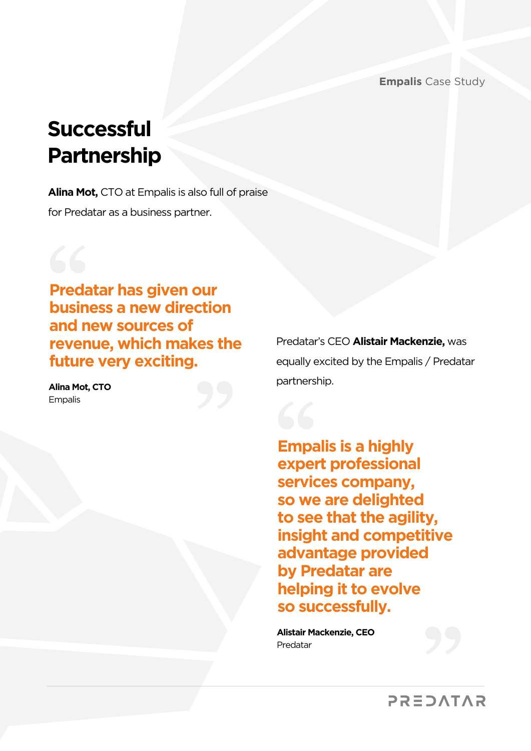# Successful Partnership

**Alina Mot,** CTO at Empalis is also full of praise for Predatar as a business partner.

> **Predatar has given our business a new direction and new sources of revenue, which makes the future very exciting.**

**Alina Mot, CTO**
Empalis

Predatar's CEO **Alistair Mackenzie,** was equally excited by the Empalis / Predatar partnership.

> **Empalis is a highly expert professional services company, so we are delighted to see that the agility, insight and competitive advantage provided by Predatar are helping it to evolve so successfully.**

**Alistair Mackenzie, CEO**
Predatar